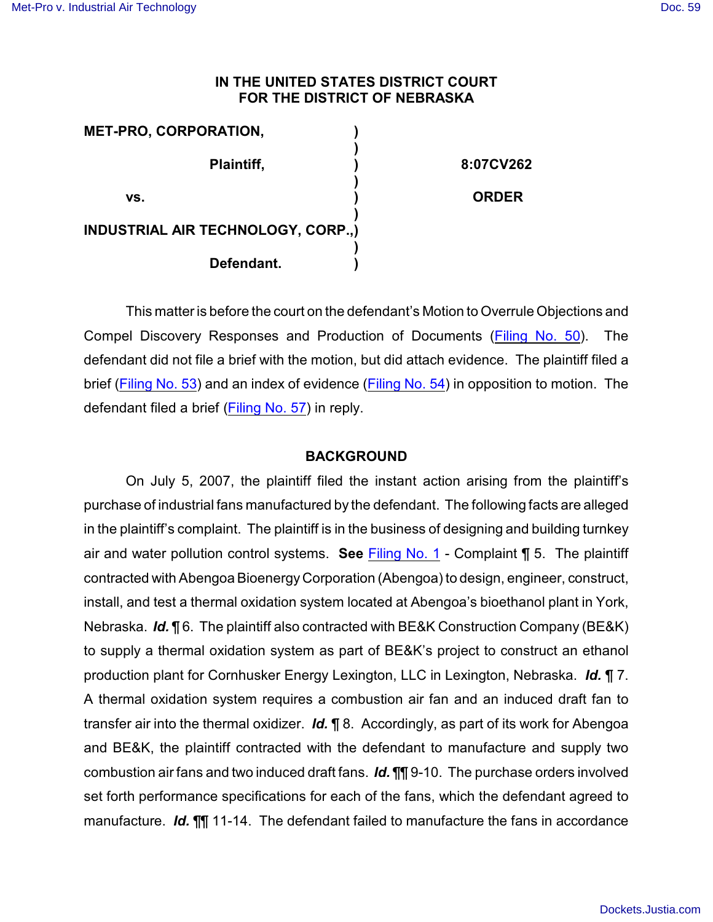**IN THE UNITED STATES DISTRICT COURT**
**FOR THE DISTRICT OF NEBRASKA**

| | | |
|---|---|---|
| **MET-PRO, CORPORATION,** | ) | |
| | ) | |
| **Plaintiff,** | ) | **8:07CV262** |
| | ) | |
| **vs.** | ) | **ORDER** |
| | ) | |
| **INDUSTRIAL AIR TECHNOLOGY, CORP.,** | ) | |
| | ) | |
| **Defendant.** | ) | |

This matter is before the court on the defendant's Motion to Overrule Objections and Compel Discovery Responses and Production of Documents (Filing No. 50). The defendant did not file a brief with the motion, but did attach evidence. The plaintiff filed a brief (Filing No. 53) and an index of evidence (Filing No. 54) in opposition to motion. The defendant filed a brief (Filing No. 57) in reply.

## BACKGROUND

On July 5, 2007, the plaintiff filed the instant action arising from the plaintiff's purchase of industrial fans manufactured by the defendant. The following facts are alleged in the plaintiff's complaint. The plaintiff is in the business of designing and building turnkey air and water pollution control systems. **See** Filing No. 1 - Complaint ¶ 5. The plaintiff contracted with Abengoa Bioenergy Corporation (Abengoa) to design, engineer, construct, install, and test a thermal oxidation system located at Abengoa's bioethanol plant in York, Nebraska. ***Id.*** ¶ 6. The plaintiff also contracted with BE&K Construction Company (BE&K) to supply a thermal oxidation system as part of BE&K's project to construct an ethanol production plant for Cornhusker Energy Lexington, LLC in Lexington, Nebraska. ***Id.*** ¶ 7. A thermal oxidation system requires a combustion air fan and an induced draft fan to transfer air into the thermal oxidizer. ***Id.*** ¶ 8. Accordingly, as part of its work for Abengoa and BE&K, the plaintiff contracted with the defendant to manufacture and supply two combustion air fans and two induced draft fans. ***Id.*** ¶¶ 9-10. The purchase orders involved set forth performance specifications for each of the fans, which the defendant agreed to manufacture. ***Id.*** ¶¶ 11-14. The defendant failed to manufacture the fans in accordance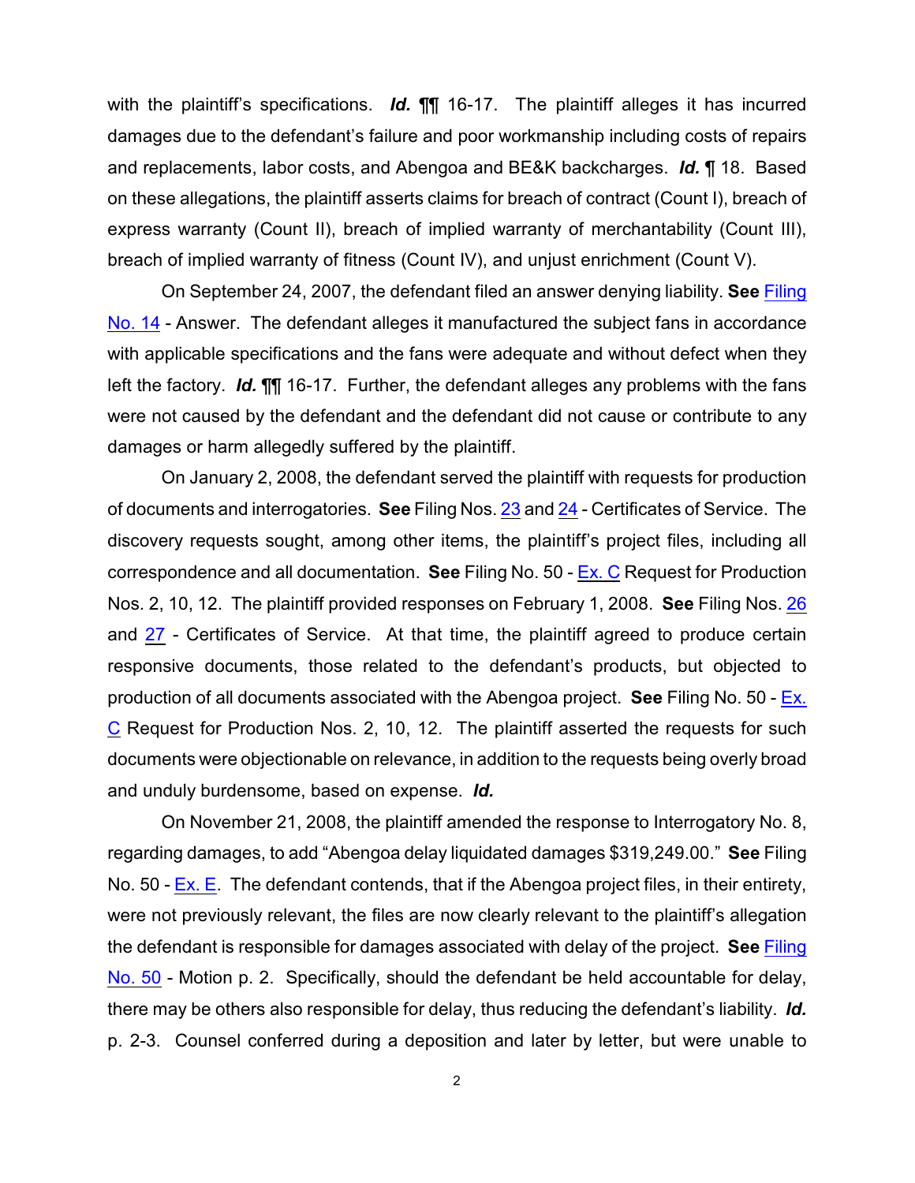with the plaintiff's specifications. ***Id.*** ¶¶ 16-17. The plaintiff alleges it has incurred damages due to the defendant's failure and poor workmanship including costs of repairs and replacements, labor costs, and Abengoa and BE&K backcharges. ***Id.*** ¶ 18. Based on these allegations, the plaintiff asserts claims for breach of contract (Count I), breach of express warranty (Count II), breach of implied warranty of merchantability (Count III), breach of implied warranty of fitness (Count IV), and unjust enrichment (Count V).

On September 24, 2007, the defendant filed an answer denying liability. **See** Filing No. 14 - Answer. The defendant alleges it manufactured the subject fans in accordance with applicable specifications and the fans were adequate and without defect when they left the factory. ***Id.*** ¶¶ 16-17. Further, the defendant alleges any problems with the fans were not caused by the defendant and the defendant did not cause or contribute to any damages or harm allegedly suffered by the plaintiff.

On January 2, 2008, the defendant served the plaintiff with requests for production of documents and interrogatories. **See** Filing Nos. 23 and 24 - Certificates of Service. The discovery requests sought, among other items, the plaintiff's project files, including all correspondence and all documentation. **See** Filing No. 50 - Ex. C Request for Production Nos. 2, 10, 12. The plaintiff provided responses on February 1, 2008. **See** Filing Nos. 26 and 27 - Certificates of Service. At that time, the plaintiff agreed to produce certain responsive documents, those related to the defendant's products, but objected to production of all documents associated with the Abengoa project. **See** Filing No. 50 - Ex. C Request for Production Nos. 2, 10, 12. The plaintiff asserted the requests for such documents were objectionable on relevance, in addition to the requests being overly broad and unduly burdensome, based on expense. ***Id.***

On November 21, 2008, the plaintiff amended the response to Interrogatory No. 8, regarding damages, to add "Abengoa delay liquidated damages $319,249.00." **See** Filing No. 50 - Ex. E. The defendant contends, that if the Abengoa project files, in their entirety, were not previously relevant, the files are now clearly relevant to the plaintiff's allegation the defendant is responsible for damages associated with delay of the project. **See** Filing No. 50 - Motion p. 2. Specifically, should the defendant be held accountable for delay, there may be others also responsible for delay, thus reducing the defendant's liability. ***Id.*** p. 2-3. Counsel conferred during a deposition and later by letter, but were unable to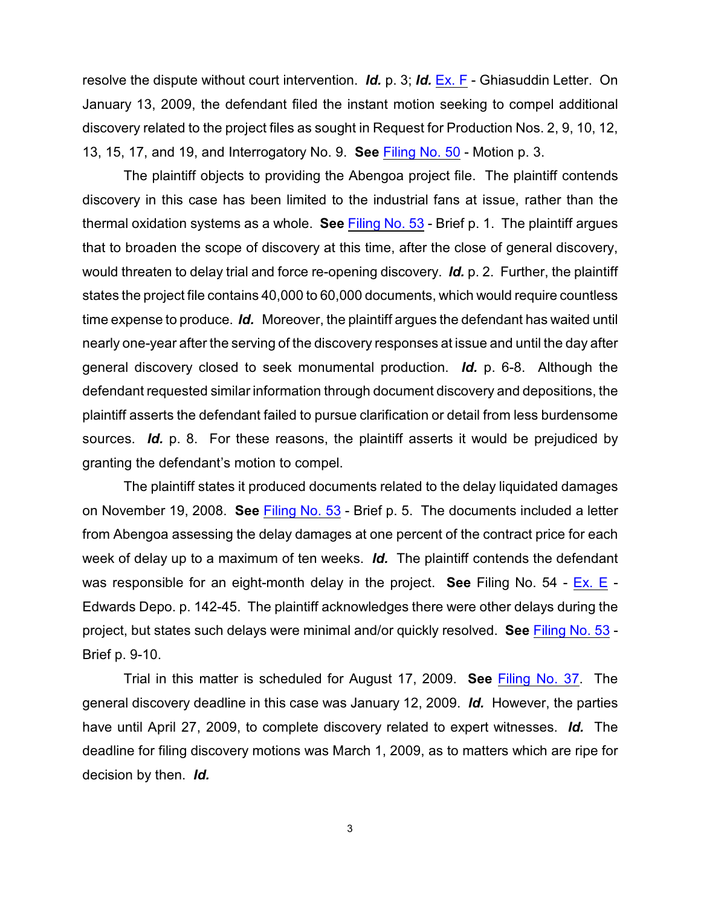resolve the dispute without court intervention. ***Id.*** p. 3; ***Id.*** Ex. F - Ghiasuddin Letter. On January 13, 2009, the defendant filed the instant motion seeking to compel additional discovery related to the project files as sought in Request for Production Nos. 2, 9, 10, 12, 13, 15, 17, and 19, and Interrogatory No. 9. **See** Filing No. 50 - Motion p. 3.

The plaintiff objects to providing the Abengoa project file. The plaintiff contends discovery in this case has been limited to the industrial fans at issue, rather than the thermal oxidation systems as a whole. **See** Filing No. 53 - Brief p. 1. The plaintiff argues that to broaden the scope of discovery at this time, after the close of general discovery, would threaten to delay trial and force re-opening discovery. ***Id.*** p. 2. Further, the plaintiff states the project file contains 40,000 to 60,000 documents, which would require countless time expense to produce. ***Id.*** Moreover, the plaintiff argues the defendant has waited until nearly one-year after the serving of the discovery responses at issue and until the day after general discovery closed to seek monumental production. ***Id.*** p. 6-8. Although the defendant requested similar information through document discovery and depositions, the plaintiff asserts the defendant failed to pursue clarification or detail from less burdensome sources. ***Id.*** p. 8. For these reasons, the plaintiff asserts it would be prejudiced by granting the defendant's motion to compel.

The plaintiff states it produced documents related to the delay liquidated damages on November 19, 2008. **See** Filing No. 53 - Brief p. 5. The documents included a letter from Abengoa assessing the delay damages at one percent of the contract price for each week of delay up to a maximum of ten weeks. ***Id.*** The plaintiff contends the defendant was responsible for an eight-month delay in the project. **See** Filing No. 54 - Ex. E - Edwards Depo. p. 142-45. The plaintiff acknowledges there were other delays during the project, but states such delays were minimal and/or quickly resolved. **See** Filing No. 53 - Brief p. 9-10.

Trial in this matter is scheduled for August 17, 2009. **See** Filing No. 37. The general discovery deadline in this case was January 12, 2009. ***Id.*** However, the parties have until April 27, 2009, to complete discovery related to expert witnesses. ***Id.*** The deadline for filing discovery motions was March 1, 2009, as to matters which are ripe for decision by then. ***Id.***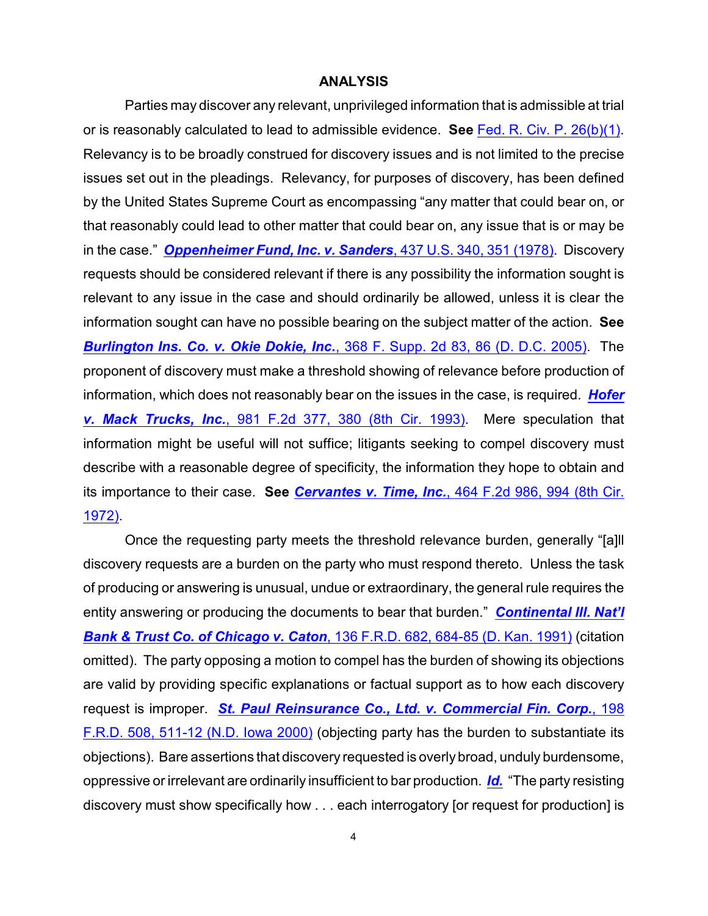## ANALYSIS

Parties may discover any relevant, unprivileged information that is admissible at trial or is reasonably calculated to lead to admissible evidence. **See** Fed. R. Civ. P. 26(b)(1). Relevancy is to be broadly construed for discovery issues and is not limited to the precise issues set out in the pleadings. Relevancy, for purposes of discovery, has been defined by the United States Supreme Court as encompassing "any matter that could bear on, or that reasonably could lead to other matter that could bear on, any issue that is or may be in the case." ***Oppenheimer Fund, Inc. v. Sanders***, 437 U.S. 340, 351 (1978). Discovery requests should be considered relevant if there is any possibility the information sought is relevant to any issue in the case and should ordinarily be allowed, unless it is clear the information sought can have no possible bearing on the subject matter of the action. **See** ***Burlington Ins. Co. v. Okie Dokie, Inc.***, 368 F. Supp. 2d 83, 86 (D. D.C. 2005). The proponent of discovery must make a threshold showing of relevance before production of information, which does not reasonably bear on the issues in the case, is required. ***Hofer v. Mack Trucks, Inc.***, 981 F.2d 377, 380 (8th Cir. 1993). Mere speculation that information might be useful will not suffice; litigants seeking to compel discovery must describe with a reasonable degree of specificity, the information they hope to obtain and its importance to their case. **See** ***Cervantes v. Time, Inc.***, 464 F.2d 986, 994 (8th Cir. 1972).

Once the requesting party meets the threshold relevance burden, generally "[a]ll discovery requests are a burden on the party who must respond thereto. Unless the task of producing or answering is unusual, undue or extraordinary, the general rule requires the entity answering or producing the documents to bear that burden." ***Continental Ill. Nat'l Bank & Trust Co. of Chicago v. Caton***, 136 F.R.D. 682, 684-85 (D. Kan. 1991) (citation omitted). The party opposing a motion to compel has the burden of showing its objections are valid by providing specific explanations or factual support as to how each discovery request is improper. ***St. Paul Reinsurance Co., Ltd. v. Commercial Fin. Corp.***, 198 F.R.D. 508, 511-12 (N.D. Iowa 2000) (objecting party has the burden to substantiate its objections). Bare assertions that discovery requested is overly broad, unduly burdensome, oppressive or irrelevant are ordinarily insufficient to bar production. ***Id.*** "The party resisting discovery must show specifically how . . . each interrogatory [or request for production] is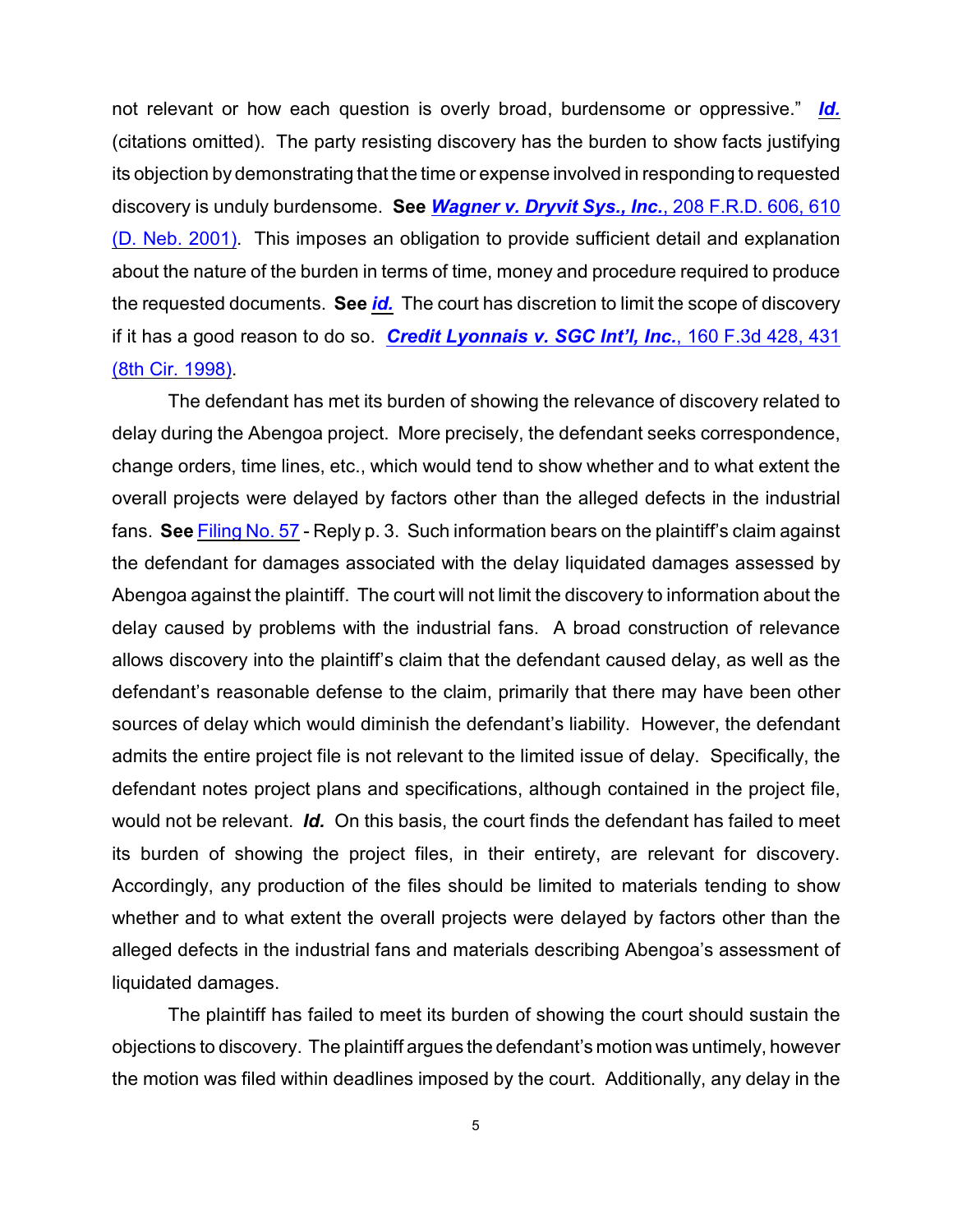not relevant or how each question is overly broad, burdensome or oppressive." ***Id.*** (citations omitted). The party resisting discovery has the burden to show facts justifying its objection by demonstrating that the time or expense involved in responding to requested discovery is unduly burdensome. **See *Wagner v. Dryvit Sys., Inc.***, 208 F.R.D. 606, 610 (D. Neb. 2001). This imposes an obligation to provide sufficient detail and explanation about the nature of the burden in terms of time, money and procedure required to produce the requested documents. **See *id.*** The court has discretion to limit the scope of discovery if it has a good reason to do so. ***Credit Lyonnais v. SGC Int'l, Inc.***, 160 F.3d 428, 431 (8th Cir. 1998).

The defendant has met its burden of showing the relevance of discovery related to delay during the Abengoa project. More precisely, the defendant seeks correspondence, change orders, time lines, etc., which would tend to show whether and to what extent the overall projects were delayed by factors other than the alleged defects in the industrial fans. **See** Filing No. 57 - Reply p. 3. Such information bears on the plaintiff's claim against the defendant for damages associated with the delay liquidated damages assessed by Abengoa against the plaintiff. The court will not limit the discovery to information about the delay caused by problems with the industrial fans. A broad construction of relevance allows discovery into the plaintiff's claim that the defendant caused delay, as well as the defendant's reasonable defense to the claim, primarily that there may have been other sources of delay which would diminish the defendant's liability. However, the defendant admits the entire project file is not relevant to the limited issue of delay. Specifically, the defendant notes project plans and specifications, although contained in the project file, would not be relevant. ***Id.*** On this basis, the court finds the defendant has failed to meet its burden of showing the project files, in their entirety, are relevant for discovery. Accordingly, any production of the files should be limited to materials tending to show whether and to what extent the overall projects were delayed by factors other than the alleged defects in the industrial fans and materials describing Abengoa's assessment of liquidated damages.

The plaintiff has failed to meet its burden of showing the court should sustain the objections to discovery. The plaintiff argues the defendant's motion was untimely, however the motion was filed within deadlines imposed by the court. Additionally, any delay in the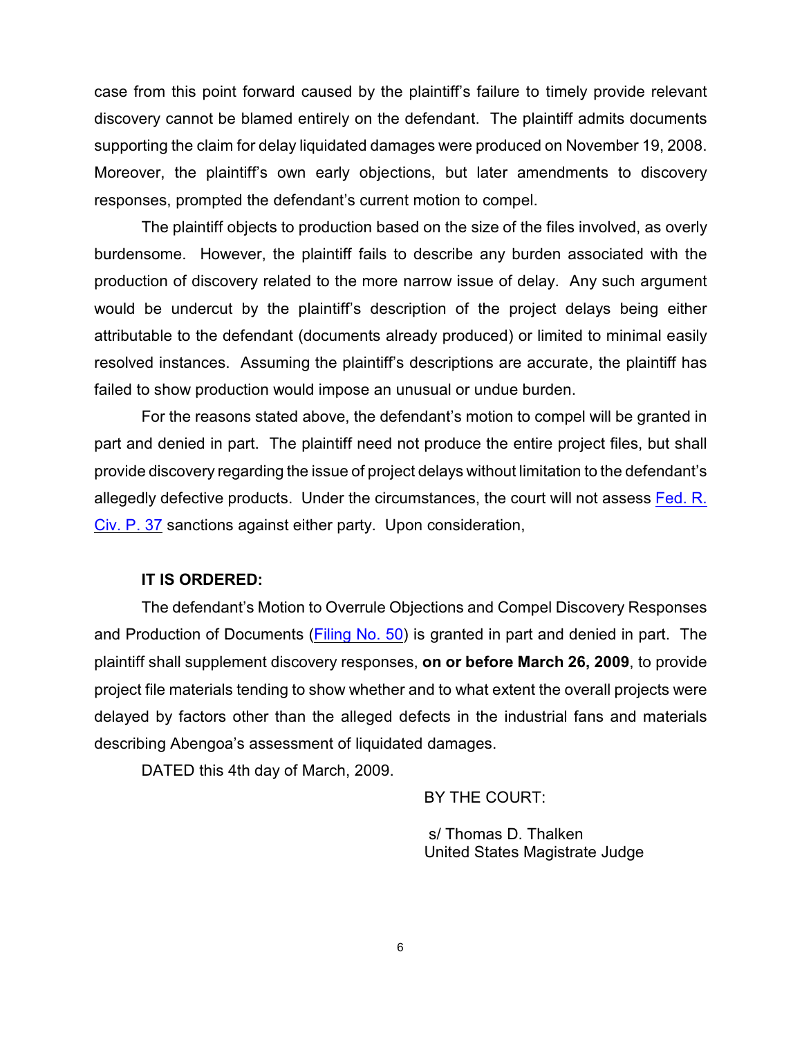case from this point forward caused by the plaintiff's failure to timely provide relevant discovery cannot be blamed entirely on the defendant. The plaintiff admits documents supporting the claim for delay liquidated damages were produced on November 19, 2008. Moreover, the plaintiff's own early objections, but later amendments to discovery responses, prompted the defendant's current motion to compel.

The plaintiff objects to production based on the size of the files involved, as overly burdensome. However, the plaintiff fails to describe any burden associated with the production of discovery related to the more narrow issue of delay. Any such argument would be undercut by the plaintiff's description of the project delays being either attributable to the defendant (documents already produced) or limited to minimal easily resolved instances. Assuming the plaintiff's descriptions are accurate, the plaintiff has failed to show production would impose an unusual or undue burden.

For the reasons stated above, the defendant's motion to compel will be granted in part and denied in part. The plaintiff need not produce the entire project files, but shall provide discovery regarding the issue of project delays without limitation to the defendant's allegedly defective products. Under the circumstances, the court will not assess Fed. R. Civ. P. 37 sanctions against either party. Upon consideration,

**IT IS ORDERED:**

The defendant's Motion to Overrule Objections and Compel Discovery Responses and Production of Documents (Filing No. 50) is granted in part and denied in part. The plaintiff shall supplement discovery responses, **on or before March 26, 2009**, to provide project file materials tending to show whether and to what extent the overall projects were delayed by factors other than the alleged defects in the industrial fans and materials describing Abengoa's assessment of liquidated damages.

DATED this 4th day of March, 2009.

BY THE COURT:

s/ Thomas D. Thalken
United States Magistrate Judge